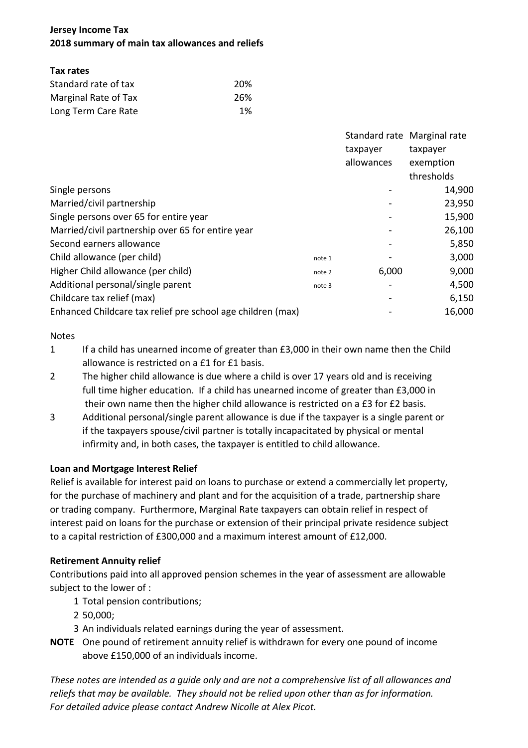**Jersey Income Tax**
**2018 summary of main tax allowances and reliefs**

**Tax rates**

| | |
|---|---|
| Standard rate of tax | 20% |
| Marginal Rate of Tax | 26% |
| Long Term Care Rate | 1% |

| | | Standard rate taxpayer allowances | Marginal rate taxpayer exemption thresholds |
|---|---|---|---|
| Single persons | | - | 14,900 |
| Married/civil partnership | | - | 23,950 |
| Single persons over 65 for entire year | | - | 15,900 |
| Married/civil partnership over 65 for entire year | | - | 26,100 |
| Second earners allowance | | - | 5,850 |
| Child allowance (per child) | note 1 | - | 3,000 |
| Higher Child allowance (per child) | note 2 | 6,000 | 9,000 |
| Additional personal/single parent | note 3 | - | 4,500 |
| Childcare tax relief (max) | | - | 6,150 |
| Enhanced Childcare tax relief pre school age children (max) | | - | 16,000 |

Notes

1. If a child has unearned income of greater than £3,000 in their own name then the Child allowance is restricted on a £1 for £1 basis.
2. The higher child allowance is due where a child is over 17 years old and is receiving full time higher education. If a child has unearned income of greater than £3,000 in their own name then the higher child allowance is restricted on a £3 for £2 basis.
3. Additional personal/single parent allowance is due if the taxpayer is a single parent or if the taxpayers spouse/civil partner is totally incapacitated by physical or mental infirmity and, in both cases, the taxpayer is entitled to child allowance.

**Loan and Mortgage Interest Relief**

Relief is available for interest paid on loans to purchase or extend a commercially let property, for the purchase of machinery and plant and for the acquisition of a trade, partnership share or trading company. Furthermore, Marginal Rate taxpayers can obtain relief in respect of interest paid on loans for the purchase or extension of their principal private residence subject to a capital restriction of £300,000 and a maximum interest amount of £12,000.

**Retirement Annuity relief**

Contributions paid into all approved pension schemes in the year of assessment are allowable subject to the lower of :

1. Total pension contributions;
2. 50,000;
3. An individuals related earnings during the year of assessment.

**NOTE** One pound of retirement annuity relief is withdrawn for every one pound of income above £150,000 of an individuals income.

*These notes are intended as a guide only and are not a comprehensive list of all allowances and reliefs that may be available. They should not be relied upon other than as for information. For detailed advice please contact Andrew Nicolle at Alex Picot.*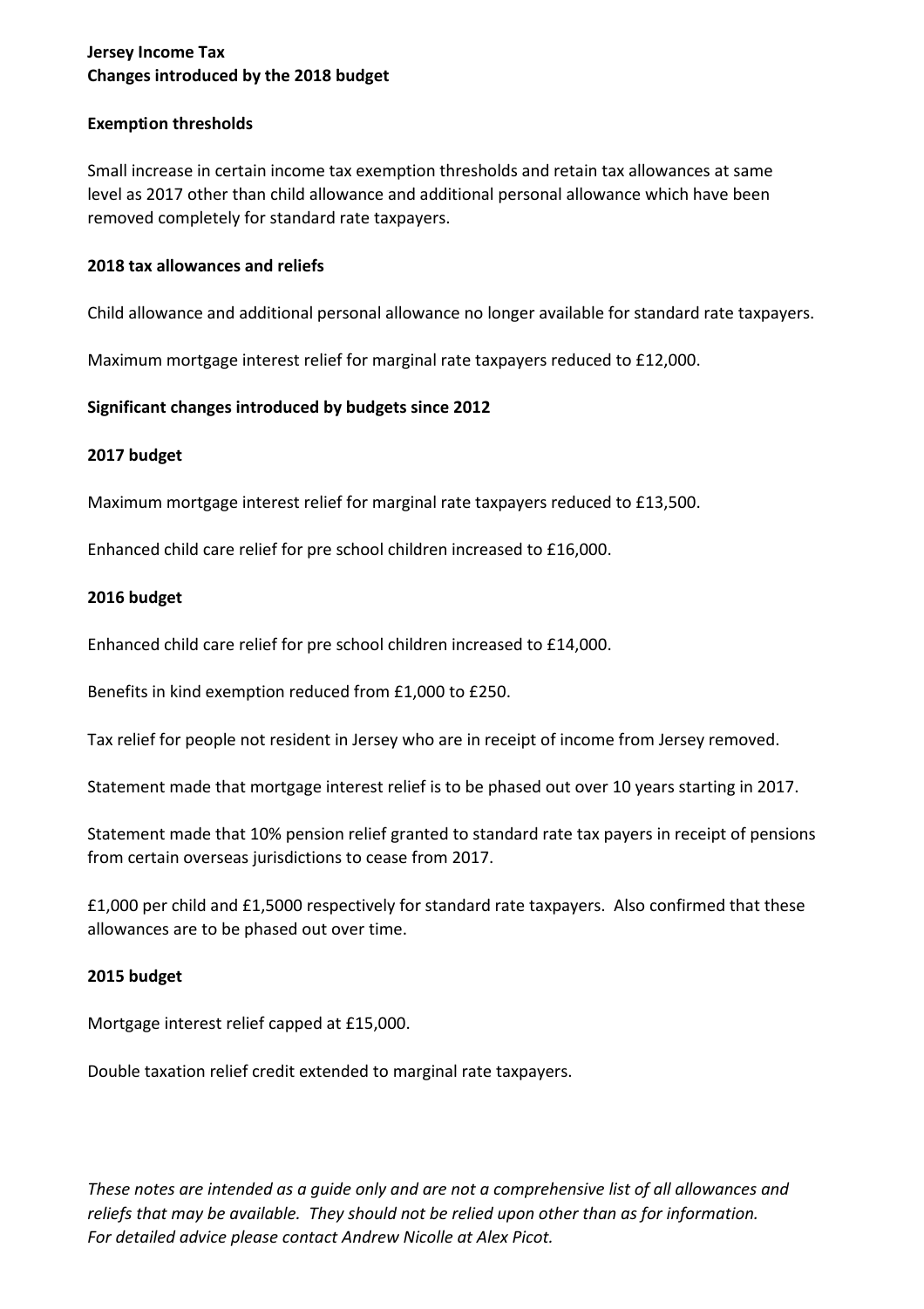**Jersey Income Tax**
**Changes introduced by the 2018 budget**

**Exemption thresholds**

Small increase in certain income tax exemption thresholds and retain tax allowances at same level as 2017 other than child allowance and additional personal allowance which have been removed completely for standard rate taxpayers.

**2018 tax allowances and reliefs**

Child allowance and additional personal allowance no longer available for standard rate taxpayers.

Maximum mortgage interest relief for marginal rate taxpayers reduced to £12,000.

**Significant changes introduced by budgets since 2012**

**2017 budget**

Maximum mortgage interest relief for marginal rate taxpayers reduced to £13,500.

Enhanced child care relief for pre school children increased to £16,000.

**2016 budget**

Enhanced child care relief for pre school children increased to £14,000.

Benefits in kind exemption reduced from £1,000 to £250.

Tax relief for people not resident in Jersey who are in receipt of income from Jersey removed.

Statement made that mortgage interest relief is to be phased out over 10 years starting in 2017.

Statement made that 10% pension relief granted to standard rate tax payers in receipt of pensions from certain overseas jurisdictions to cease from 2017.

£1,000 per child and £1,5000 respectively for standard rate taxpayers. Also confirmed that these allowances are to be phased out over time.

**2015 budget**

Mortgage interest relief capped at £15,000.

Double taxation relief credit extended to marginal rate taxpayers.

*These notes are intended as a guide only and are not a comprehensive list of all allowances and reliefs that may be available. They should not be relied upon other than as for information. For detailed advice please contact Andrew Nicolle at Alex Picot.*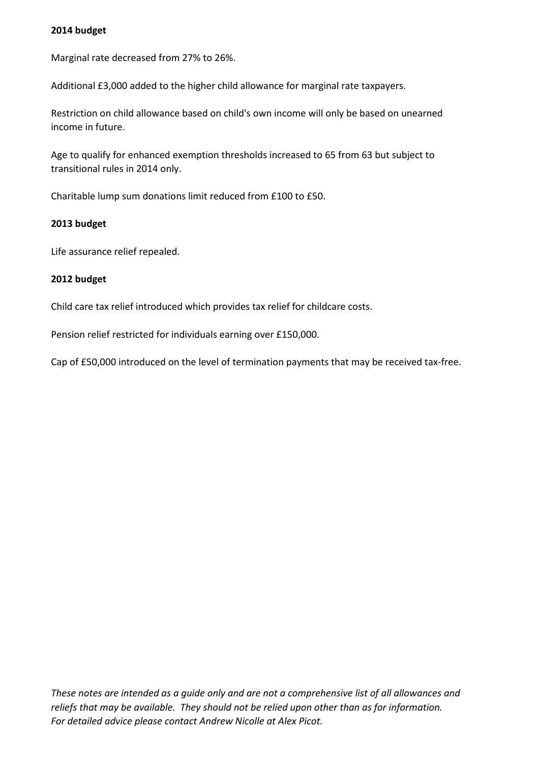**2014 budget**

Marginal rate decreased from 27% to 26%.

Additional £3,000 added to the higher child allowance for marginal rate taxpayers.

Restriction on child allowance based on child's own income will only be based on unearned income in future.

Age to qualify for enhanced exemption thresholds increased to 65 from 63 but subject to transitional rules in 2014 only.

Charitable lump sum donations limit reduced from £100 to £50.

**2013 budget**

Life assurance relief repealed.

**2012 budget**

Child care tax relief introduced which provides tax relief for childcare costs.

Pension relief restricted for individuals earning over £150,000.

Cap of £50,000 introduced on the level of termination payments that may be received tax-free.

*These notes are intended as a guide only and are not a comprehensive list of all allowances and reliefs that may be available. They should not be relied upon other than as for information. For detailed advice please contact Andrew Nicolle at Alex Picot.*